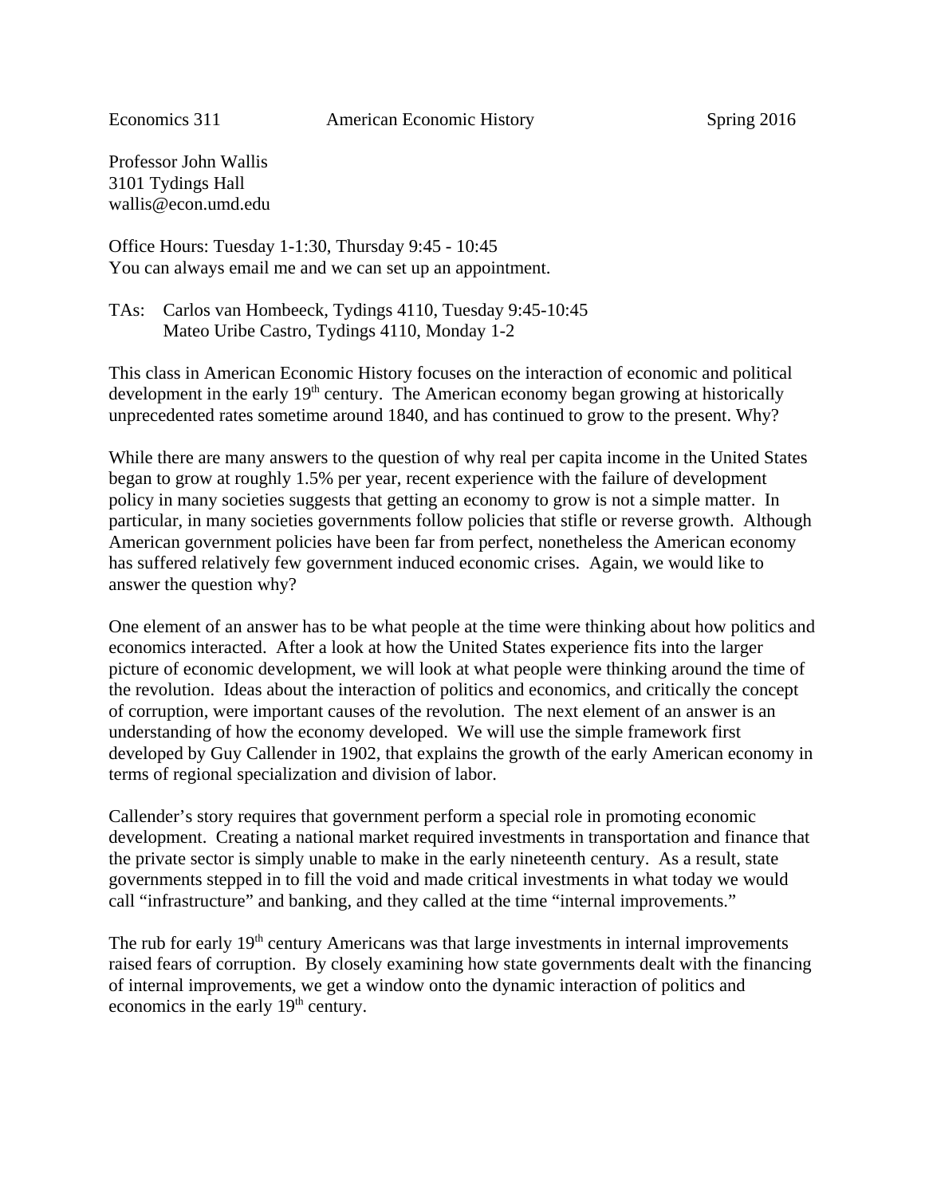Economics 311 American Economic History Spring 2016

Professor John Wallis
3101 Tydings Hall
wallis@econ.umd.edu

Office Hours: Tuesday 1-1:30, Thursday 9:45 - 10:45
You can always email me and we can set up an appointment.

TAs: Carlos van Hombeeck, Tydings 4110, Tuesday 9:45-10:45
Mateo Uribe Castro, Tydings 4110, Monday 1-2

This class in American Economic History focuses on the interaction of economic and political development in the early 19th century. The American economy began growing at historically unprecedented rates sometime around 1840, and has continued to grow to the present. Why?

While there are many answers to the question of why real per capita income in the United States began to grow at roughly 1.5% per year, recent experience with the failure of development policy in many societies suggests that getting an economy to grow is not a simple matter. In particular, in many societies governments follow policies that stifle or reverse growth. Although American government policies have been far from perfect, nonetheless the American economy has suffered relatively few government induced economic crises. Again, we would like to answer the question why?

One element of an answer has to be what people at the time were thinking about how politics and economics interacted. After a look at how the United States experience fits into the larger picture of economic development, we will look at what people were thinking around the time of the revolution. Ideas about the interaction of politics and economics, and critically the concept of corruption, were important causes of the revolution. The next element of an answer is an understanding of how the economy developed. We will use the simple framework first developed by Guy Callender in 1902, that explains the growth of the early American economy in terms of regional specialization and division of labor.

Callender's story requires that government perform a special role in promoting economic development. Creating a national market required investments in transportation and finance that the private sector is simply unable to make in the early nineteenth century. As a result, state governments stepped in to fill the void and made critical investments in what today we would call "infrastructure" and banking, and they called at the time "internal improvements."

The rub for early 19th century Americans was that large investments in internal improvements raised fears of corruption. By closely examining how state governments dealt with the financing of internal improvements, we get a window onto the dynamic interaction of politics and economics in the early 19th century.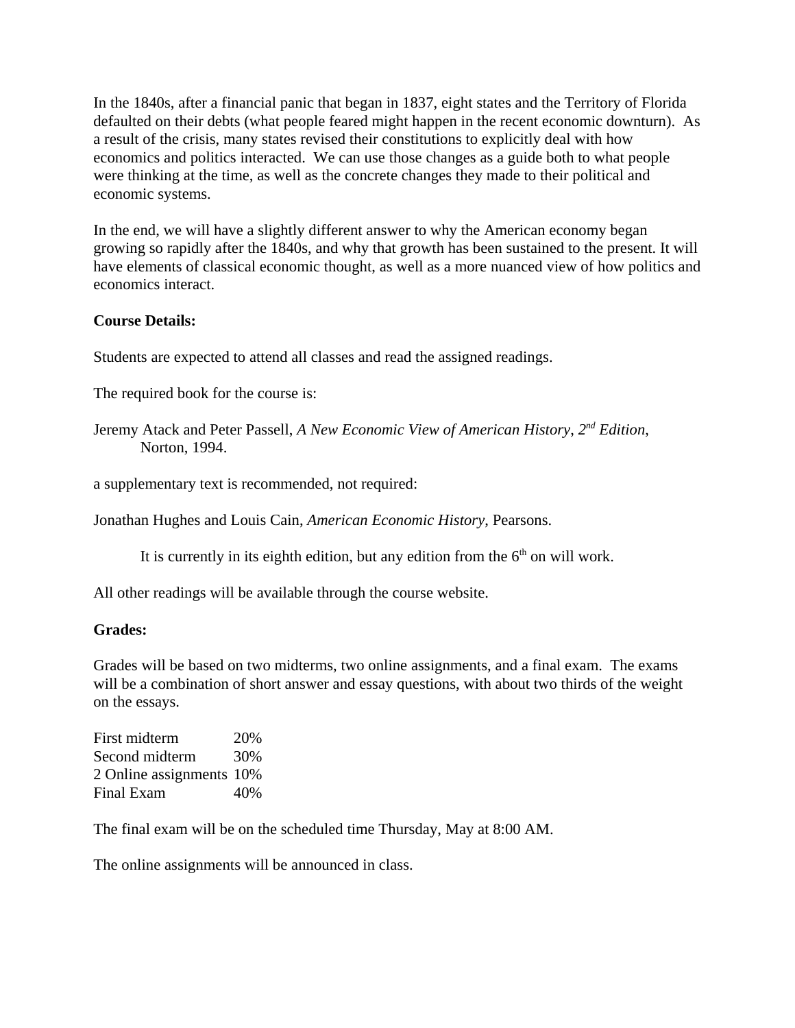In the 1840s, after a financial panic that began in 1837, eight states and the Territory of Florida defaulted on their debts (what people feared might happen in the recent economic downturn). As a result of the crisis, many states revised their constitutions to explicitly deal with how economics and politics interacted. We can use those changes as a guide both to what people were thinking at the time, as well as the concrete changes they made to their political and economic systems.

In the end, we will have a slightly different answer to why the American economy began growing so rapidly after the 1840s, and why that growth has been sustained to the present. It will have elements of classical economic thought, as well as a more nuanced view of how politics and economics interact.

**Course Details:**

Students are expected to attend all classes and read the assigned readings.

The required book for the course is:

Jeremy Atack and Peter Passell, *A New Economic View of American History*, *2nd Edition*, Norton, 1994.

a supplementary text is recommended, not required:

Jonathan Hughes and Louis Cain, *American Economic History*, Pearsons.

It is currently in its eighth edition, but any edition from the 6th on will work.

All other readings will be available through the course website.

**Grades:**

Grades will be based on two midterms, two online assignments, and a final exam. The exams will be a combination of short answer and essay questions, with about two thirds of the weight on the essays.

| | |
|---|---|
| First midterm | 20% |
| Second midterm | 30% |
| 2 Online assignments | 10% |
| Final Exam | 40% |

The final exam will be on the scheduled time Thursday, May at 8:00 AM.

The online assignments will be announced in class.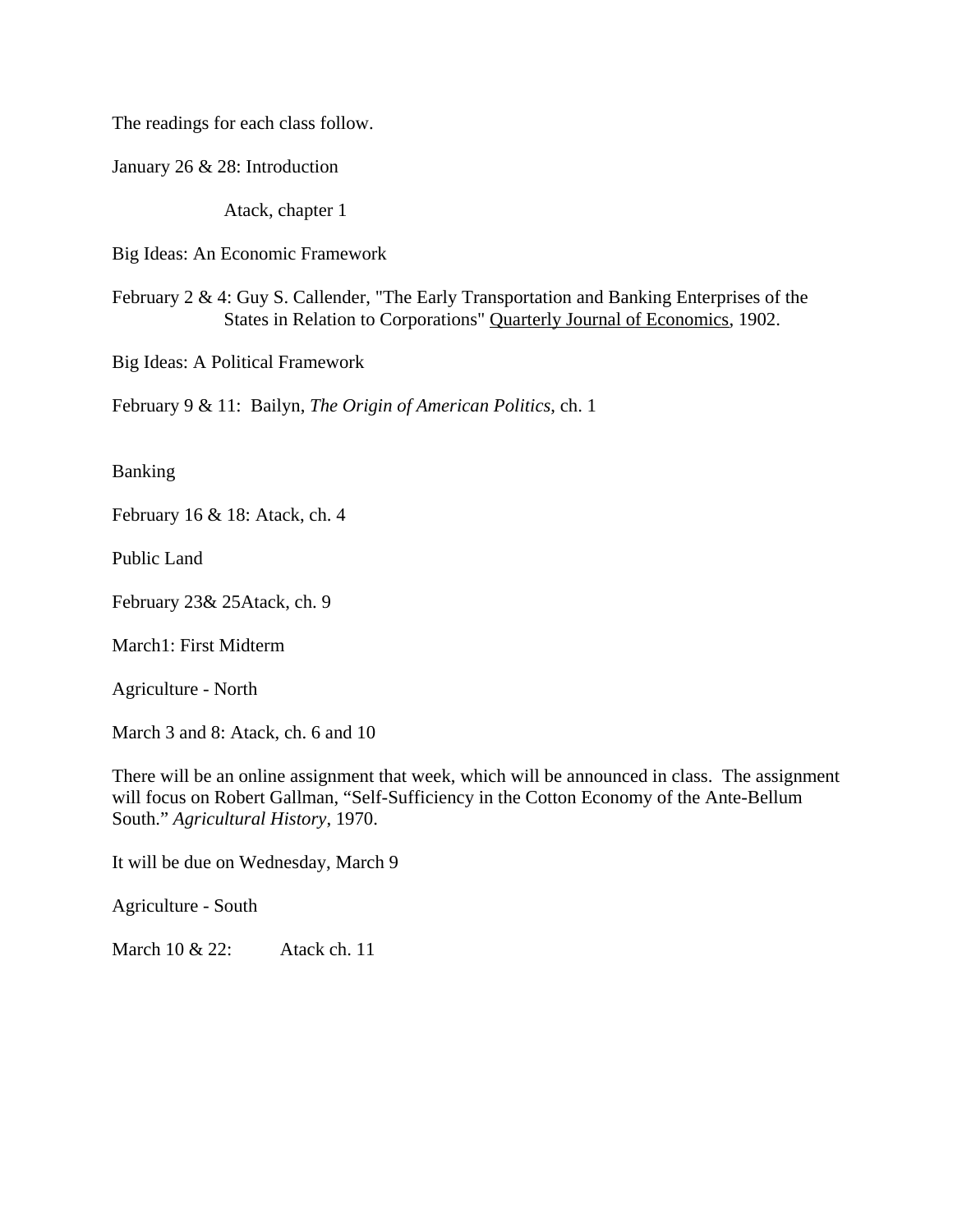The readings for each class follow.

January 26 & 28: Introduction

Atack, chapter 1

Big Ideas: An Economic Framework

February 2 & 4: Guy S. Callender, "The Early Transportation and Banking Enterprises of the States in Relation to Corporations" Quarterly Journal of Economics, 1902.

Big Ideas: A Political Framework

February 9 & 11: Bailyn, *The Origin of American Politics*, ch. 1

Banking

February 16 & 18: Atack, ch. 4

Public Land

February 23& 25Atack, ch. 9

March1: First Midterm

Agriculture - North

March 3 and 8: Atack, ch. 6 and 10

There will be an online assignment that week, which will be announced in class. The assignment will focus on Robert Gallman, "Self-Sufficiency in the Cotton Economy of the Ante-Bellum South." *Agricultural History*, 1970.

It will be due on Wednesday, March 9

Agriculture - South

March 10 & 22: Atack ch. 11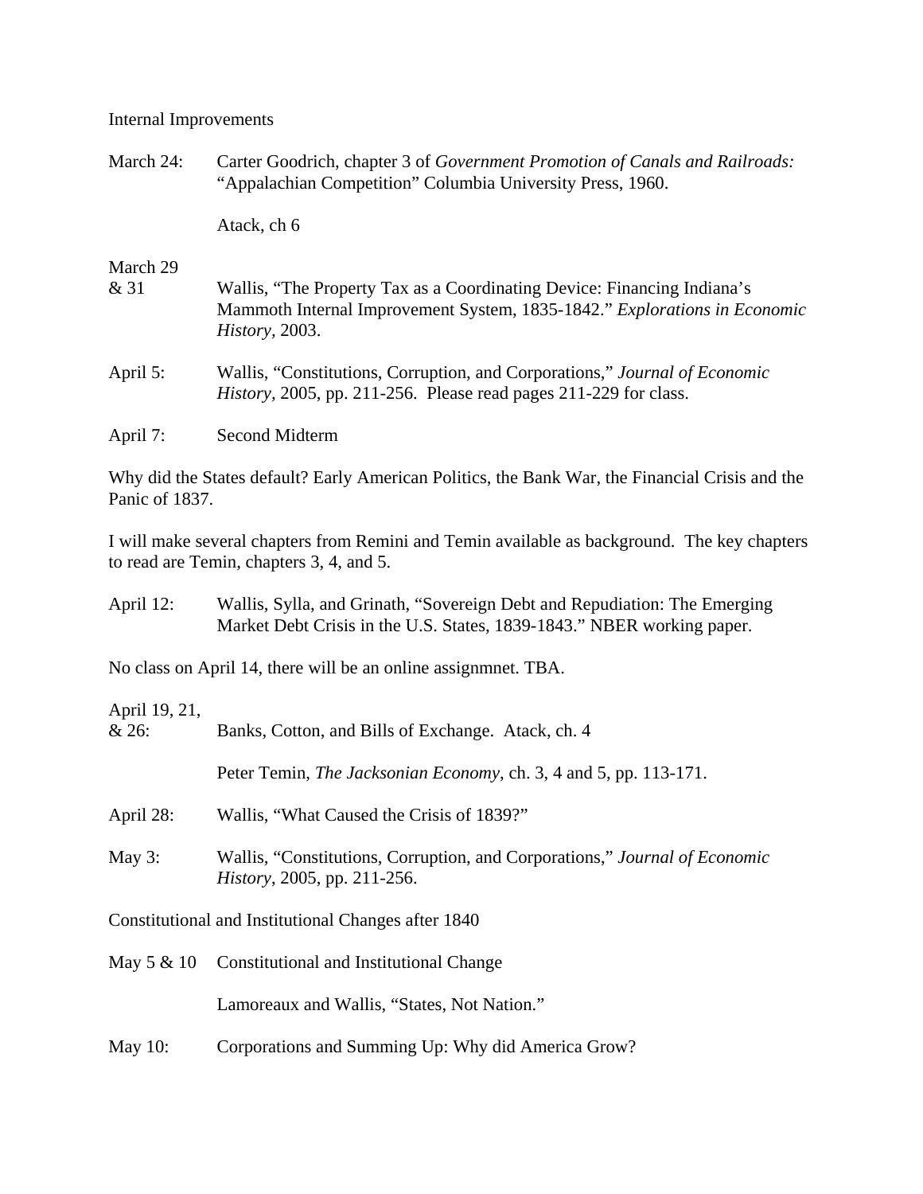Internal Improvements

March 24: Carter Goodrich, chapter 3 of *Government Promotion of Canals and Railroads:* "Appalachian Competition" Columbia University Press, 1960.

Atack, ch 6

March 29 & 31 Wallis, "The Property Tax as a Coordinating Device: Financing Indiana's Mammoth Internal Improvement System, 1835-1842." *Explorations in Economic History,* 2003.

April 5: Wallis, "Constitutions, Corruption, and Corporations," *Journal of Economic History,* 2005, pp. 211-256. Please read pages 211-229 for class.

April 7: Second Midterm

Why did the States default? Early American Politics, the Bank War, the Financial Crisis and the Panic of 1837.

I will make several chapters from Remini and Temin available as background. The key chapters to read are Temin, chapters 3, 4, and 5.

April 12: Wallis, Sylla, and Grinath, "Sovereign Debt and Repudiation: The Emerging Market Debt Crisis in the U.S. States, 1839-1843." NBER working paper.

No class on April 14, there will be an online assignmnet. TBA.

April 19, 21, & 26: Banks, Cotton, and Bills of Exchange. Atack, ch. 4

Peter Temin, *The Jacksonian Economy,* ch. 3, 4 and 5, pp. 113-171.

April 28: Wallis, "What Caused the Crisis of 1839?"

May 3: Wallis, "Constitutions, Corruption, and Corporations," *Journal of Economic History*, 2005, pp. 211-256.

Constitutional and Institutional Changes after 1840

May 5 & 10 Constitutional and Institutional Change

Lamoreaux and Wallis, "States, Not Nation."

May 10: Corporations and Summing Up: Why did America Grow?